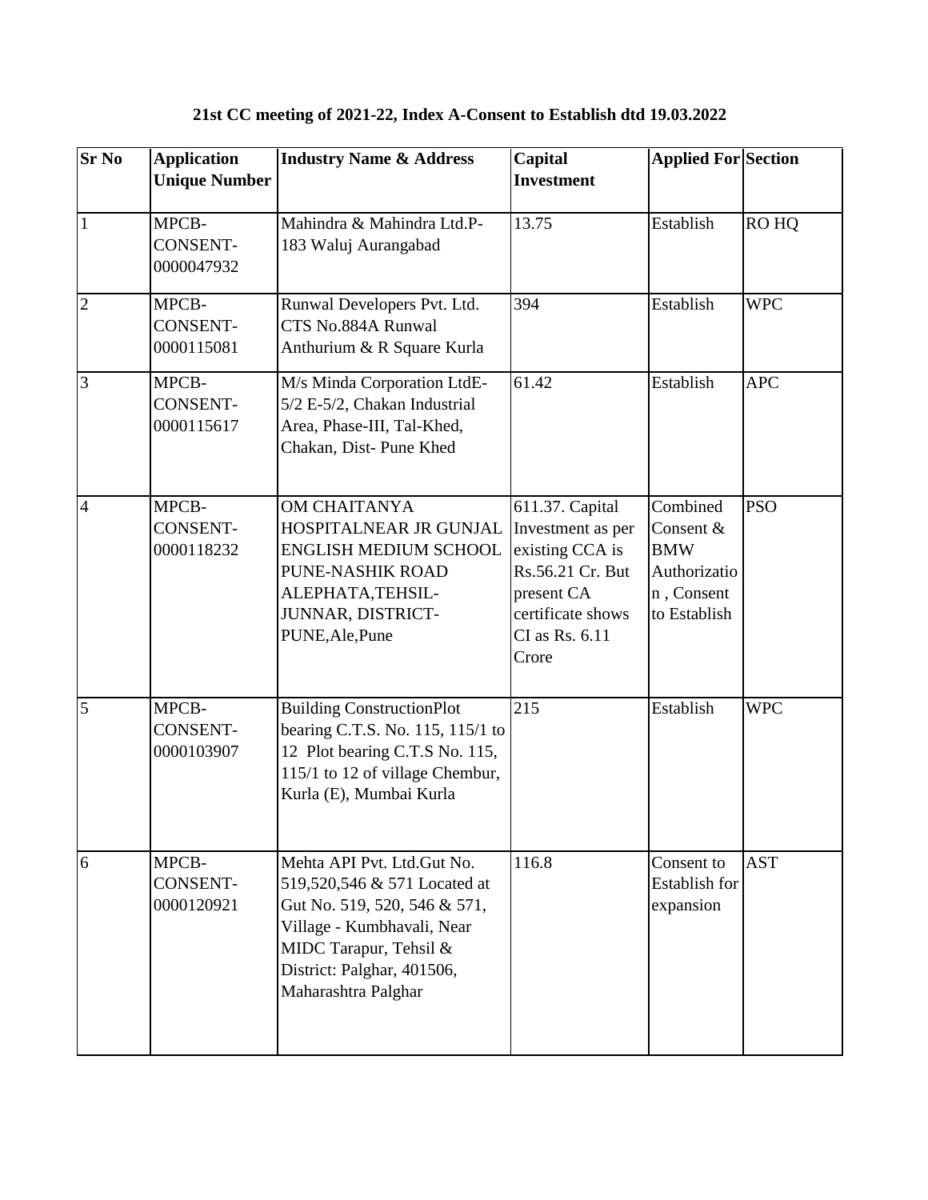**21st CC meeting of 2021-22, Index A-Consent to Establish dtd 19.03.2022**

| Sr No | Application Unique Number | Industry Name & Address | Capital Investment | Applied For | Section |
|---|---|---|---|---|---|
| 1 | MPCB-CONSENT-0000047932 | Mahindra & Mahindra Ltd.P-183 Waluj Aurangabad | 13.75 | Establish | RO HQ |
| 2 | MPCB-CONSENT-0000115081 | Runwal Developers Pvt. Ltd. CTS No.884A Runwal Anthurium & R Square Kurla | 394 | Establish | WPC |
| 3 | MPCB-CONSENT-0000115617 | M/s Minda Corporation LtdE-5/2 E-5/2, Chakan Industrial Area, Phase-III, Tal-Khed, Chakan, Dist- Pune Khed | 61.42 | Establish | APC |
| 4 | MPCB-CONSENT-0000118232 | OM CHAITANYA HOSPITALNEAR JR GUNJAL ENGLISH MEDIUM SCHOOL PUNE-NASHIK ROAD ALEPHATA,TEHSIL-JUNNAR, DISTRICT-PUNE,Ale,Pune | 611.37. Capital Investment as per existing CCA is Rs.56.21 Cr. But present CA certificate shows CI as Rs. 6.11 Crore | Combined Consent & BMW Authorization , Consent to Establish | PSO |
| 5 | MPCB-CONSENT-0000103907 | Building ConstructionPlot bearing C.T.S. No. 115, 115/1 to 12 Plot bearing C.T.S No. 115, 115/1 to 12 of village Chembur, Kurla (E), Mumbai Kurla | 215 | Establish | WPC |
| 6 | MPCB-CONSENT-0000120921 | Mehta API Pvt. Ltd.Gut No. 519,520,546 & 571 Located at Gut No. 519, 520, 546 & 571, Village - Kumbhavali, Near MIDC Tarapur, Tehsil & District: Palghar, 401506, Maharashtra Palghar | 116.8 | Consent to Establish for expansion | AST |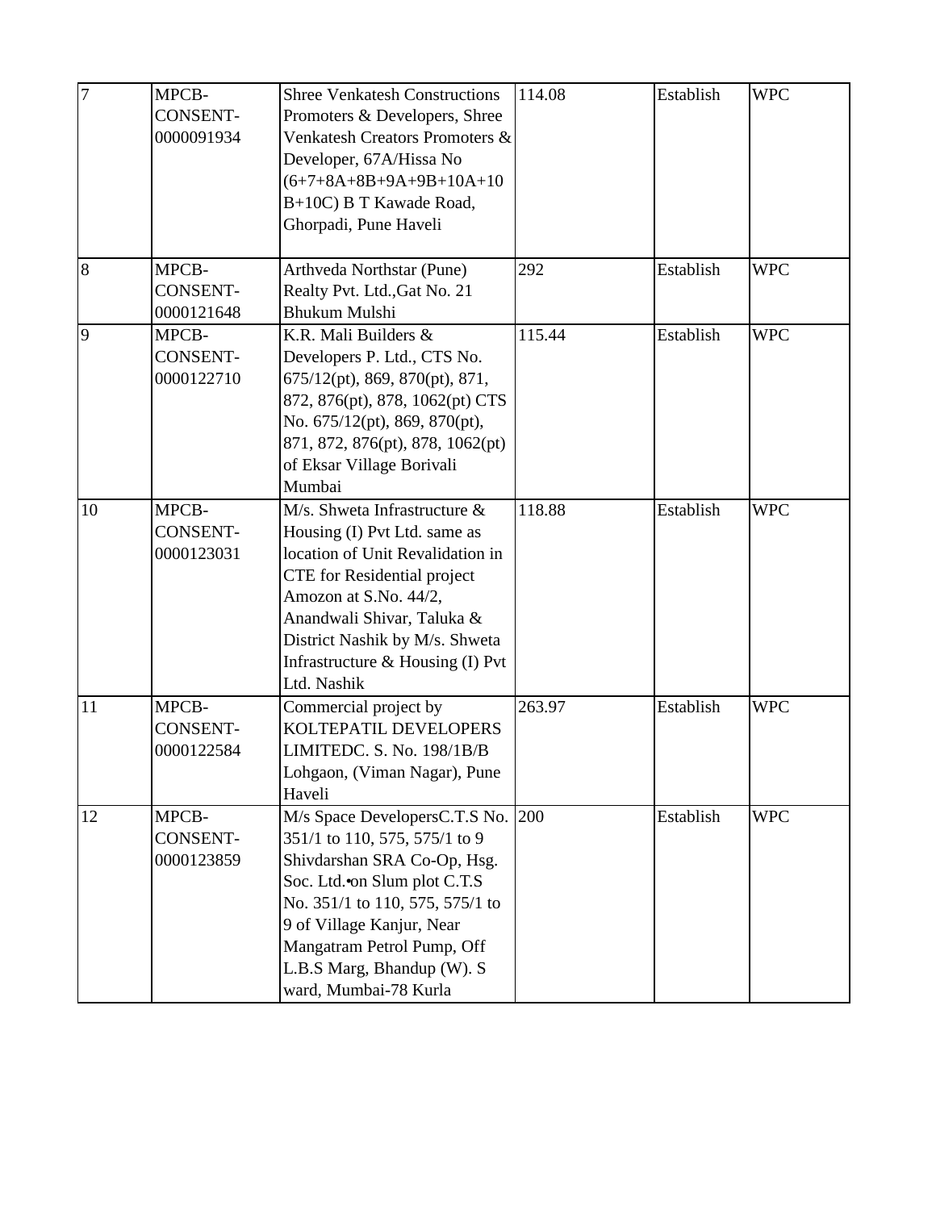| 7 | MPCB-CONSENT-0000091934 | Shree Venkatesh Constructions Promoters & Developers, Shree Venkatesh Creators Promoters & Developer, 67A/Hissa No (6+7+8A+8B+9A+9B+10A+10B+10C) B T Kawade Road, Ghorpadi, Pune Haveli | 114.08 | Establish | WPC |
|---|---|---|---|---|---|
| 8 | MPCB-CONSENT-0000121648 | Arthveda Northstar (Pune) Realty Pvt. Ltd.,Gat No. 21 Bhukum Mulshi | 292 | Establish | WPC |
| 9 | MPCB-CONSENT-0000122710 | K.R. Mali Builders & Developers P. Ltd., CTS No. 675/12(pt), 869, 870(pt), 871, 872, 876(pt), 878, 1062(pt) CTS No. 675/12(pt), 869, 870(pt), 871, 872, 876(pt), 878, 1062(pt) of Eksar Village Borivali Mumbai | 115.44 | Establish | WPC |
| 10 | MPCB-CONSENT-0000123031 | M/s. Shweta Infrastructure & Housing (I) Pvt Ltd. same as location of Unit Revalidation in CTE for Residential project Amozon at S.No. 44/2, Anandwali Shivar, Taluka & District Nashik by M/s. Shweta Infrastructure & Housing (I) Pvt Ltd. Nashik | 118.88 | Establish | WPC |
| 11 | MPCB-CONSENT-0000122584 | Commercial project by KOLTEPATIL DEVELOPERS LIMITEDC. S. No. 198/1B/B Lohgaon, (Viman Nagar), Pune Haveli | 263.97 | Establish | WPC |
| 12 | MPCB-CONSENT-0000123859 | M/s Space DevelopersC.T.S No. 351/1 to 110, 575, 575/1 to 9 Shivdarshan SRA Co-Op, Hsg. Soc. Ltd.•on Slum plot C.T.S No. 351/1 to 110, 575, 575/1 to 9 of Village Kanjur, Near Mangatram Petrol Pump, Off L.B.S Marg, Bhandup (W). S ward, Mumbai-78 Kurla | 200 | Establish | WPC |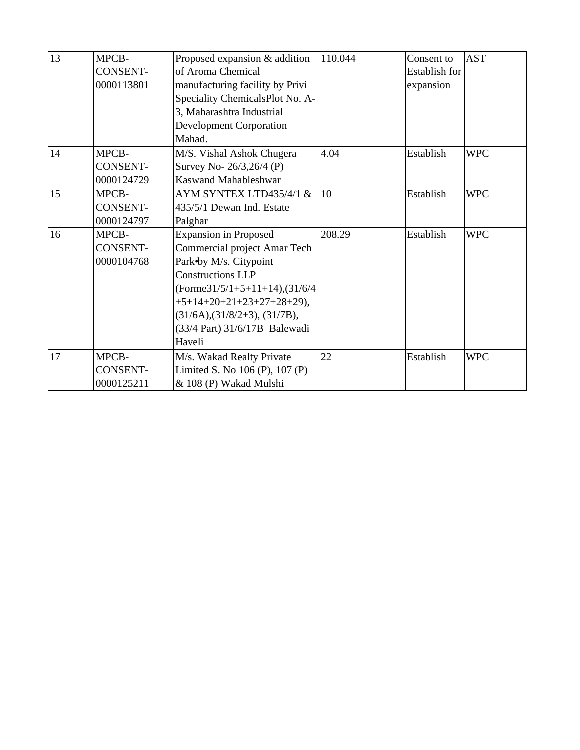| | | | | | |
|---|---|---|---|---|---|
| 13 | MPCB-CONSENT-0000113801 | Proposed expansion & addition of Aroma Chemical manufacturing facility by Privi Speciality ChemicalsPlot No. A-3, Maharashtra Industrial Development Corporation Mahad. | 110.044 | Consent to Establish for expansion | AST |
| 14 | MPCB-CONSENT-0000124729 | M/S. Vishal Ashok Chugera Survey No- 26/3,26/4 (P) Kaswand Mahableshwar | 4.04 | Establish | WPC |
| 15 | MPCB-CONSENT-0000124797 | AYM SYNTEX LTD435/4/1 & 435/5/1 Dewan Ind. Estate Palghar | 10 | Establish | WPC |
| 16 | MPCB-CONSENT-0000104768 | Expansion in Proposed Commercial project Amar Tech Park•by M/s. Citypoint Constructions LLP (Forme31/5/1+5+11+14),(31/6/4+5+14+20+21+23+27+28+29), (31/6A),(31/8/2+3), (31/7B), (33/4 Part) 31/6/17B Balewadi Haveli | 208.29 | Establish | WPC |
| 17 | MPCB-CONSENT-0000125211 | M/s. Wakad Realty Private Limited S. No 106 (P), 107 (P) & 108 (P) Wakad Mulshi | 22 | Establish | WPC |